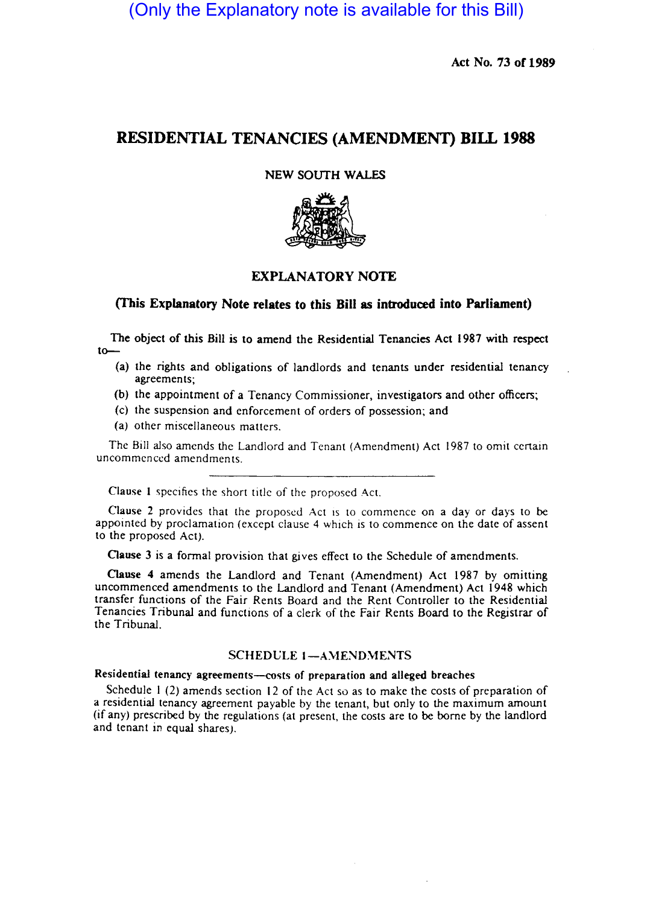(Only the Explanatory note is available for this Bill)

Act No. 73 of 1989

# RESIDENTIAL TENANCIES (AMENDMENT) BILL 1988

NEW SOUTH WALES

## EXPLANATORY NOTE

**(This Explanatory Note relates to this Bill as introduced into Parliament)**

The object of this Bill is to amend the Residential Tenancies Act 1987 with respect to—

(a) the rights and obligations of landlords and tenants under residential tenancy agreements;

(b) the appointment of a Tenancy Commissioner, investigators and other officers;

(c) the suspension and enforcement of orders of possession; and

(a) other miscellaneous matters.

The Bill also amends the Landlord and Tenant (Amendment) Act 1987 to omit certain uncommenced amendments.

---

Clause 1 specifies the short title of the proposed Act.

Clause 2 provides that the proposed Act is to commence on a day or days to be appointed by proclamation (except clause 4 which is to commence on the date of assent to the proposed Act).

Clause 3 is a formal provision that gives effect to the Schedule of amendments.

Clause 4 amends the Landlord and Tenant (Amendment) Act 1987 by omitting uncommenced amendments to the Landlord and Tenant (Amendment) Act 1948 which transfer functions of the Fair Rents Board and the Rent Controller to the Residential Tenancies Tribunal and functions of a clerk of the Fair Rents Board to the Registrar of the Tribunal.

### SCHEDULE 1—AMENDMENTS

**Residential tenancy agreements—costs of preparation and alleged breaches**

Schedule 1 (2) amends section 12 of the Act so as to make the costs of preparation of a residential tenancy agreement payable by the tenant, but only to the maximum amount (if any) prescribed by the regulations (at present, the costs are to be borne by the landlord and tenant in equal shares).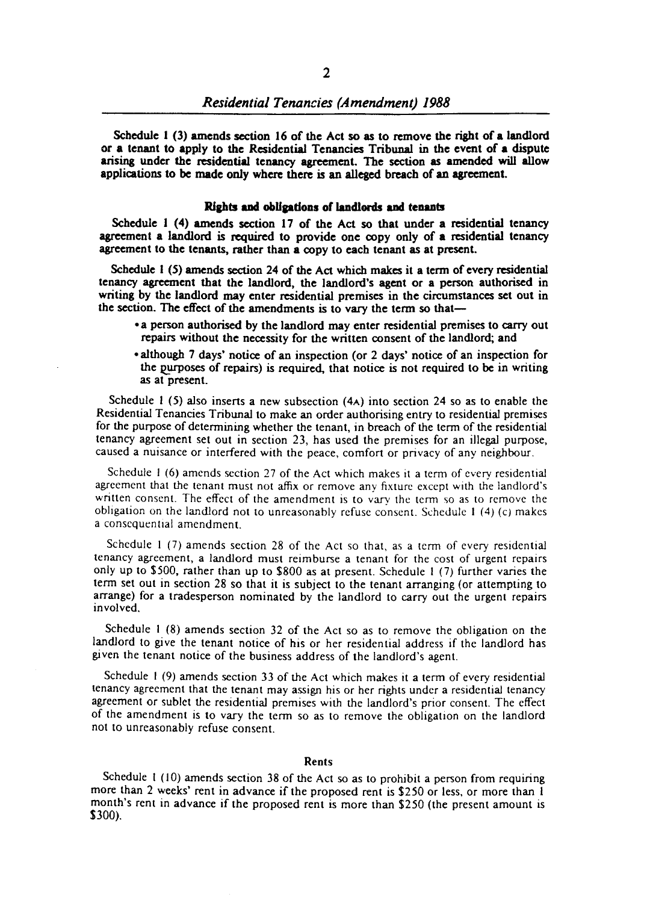Schedule 1 (3) amends section 16 of the Act so as to remove the right of a landlord or a tenant to apply to the Residential Tenancies Tribunal in the event of a dispute arising under the residential tenancy agreement. The section as amended will allow applications to be made only where there is an alleged breach of an agreement.

### Rights and obligations of landlords and tenants

Schedule 1 (4) amends section 17 of the Act so that under a residential tenancy agreement a landlord is required to provide one copy only of a residential tenancy agreement to the tenants, rather than a copy to each tenant as at present.

Schedule 1 (5) amends section 24 of the Act which makes it a term of every residential tenancy agreement that the landlord, the landlord's agent or a person authorised in writing by the landlord may enter residential premises in the circumstances set out in the section. The effect of the amendments is to vary the term so that—

- a person authorised by the landlord may enter residential premises to carry out repairs without the necessity for the written consent of the landlord; and
- although 7 days' notice of an inspection (or 2 days' notice of an inspection for the purposes of repairs) is required, that notice is not required to be in writing as at present.

Schedule 1 (5) also inserts a new subsection (4A) into section 24 so as to enable the Residential Tenancies Tribunal to make an order authorising entry to residential premises for the purpose of determining whether the tenant, in breach of the term of the residential tenancy agreement set out in section 23, has used the premises for an illegal purpose, caused a nuisance or interfered with the peace, comfort or privacy of any neighbour.

Schedule 1 (6) amends section 27 of the Act which makes it a term of every residential agreement that the tenant must not affix or remove any fixture except with the landlord's written consent. The effect of the amendment is to vary the term so as to remove the obligation on the landlord not to unreasonably refuse consent. Schedule 1 (4) (c) makes a consequential amendment.

Schedule 1 (7) amends section 28 of the Act so that, as a term of every residential tenancy agreement, a landlord must reimburse a tenant for the cost of urgent repairs only up to $500, rather than up to $800 as at present. Schedule 1 (7) further varies the term set out in section 28 so that it is subject to the tenant arranging (or attempting to arrange) for a tradesperson nominated by the landlord to carry out the urgent repairs involved.

Schedule 1 (8) amends section 32 of the Act so as to remove the obligation on the landlord to give the tenant notice of his or her residential address if the landlord has given the tenant notice of the business address of the landlord's agent.

Schedule 1 (9) amends section 33 of the Act which makes it a term of every residential tenancy agreement that the tenant may assign his or her rights under a residential tenancy agreement or sublet the residential premises with the landlord's prior consent. The effect of the amendment is to vary the term so as to remove the obligation on the landlord not to unreasonably refuse consent.

### Rents

Schedule 1 (10) amends section 38 of the Act so as to prohibit a person from requiring more than 2 weeks' rent in advance if the proposed rent is $250 or less, or more than 1 month's rent in advance if the proposed rent is more than $250 (the present amount is $300).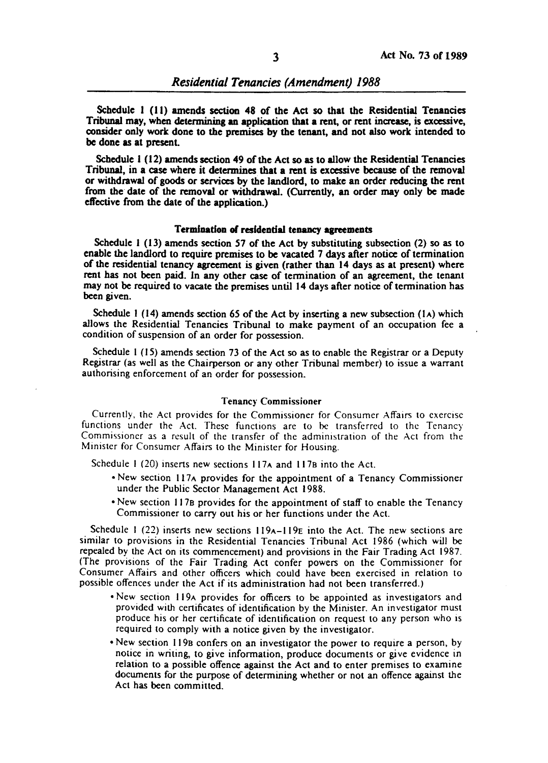Schedule 1 (11) amends section 48 of the Act so that the Residential Tenancies Tribunal may, when determining an application that a rent, or rent increase, is excessive, consider only work done to the premises by the tenant, and not also work intended to be done as at present.

Schedule 1 (12) amends section 49 of the Act so as to allow the Residential Tenancies Tribunal, in a case where it determines that a rent is excessive because of the removal or withdrawal of goods or services by the landlord, to make an order reducing the rent from the date of the removal or withdrawal. (Currently, an order may only be made effective from the date of the application.)

### Termination of residential tenancy agreements

Schedule 1 (13) amends section 57 of the Act by substituting subsection (2) so as to enable the landlord to require premises to be vacated 7 days after notice of termination of the residential tenancy agreement is given (rather than 14 days as at present) where rent has not been paid. In any other case of termination of an agreement, the tenant may not be required to vacate the premises until 14 days after notice of termination has been given.

Schedule 1 (14) amends section 65 of the Act by inserting a new subsection (1A) which allows the Residential Tenancies Tribunal to make payment of an occupation fee a condition of suspension of an order for possession.

Schedule 1 (15) amends section 73 of the Act so as to enable the Registrar or a Deputy Registrar (as well as the Chairperson or any other Tribunal member) to issue a warrant authorising enforcement of an order for possession.

### Tenancy Commissioner

Currently, the Act provides for the Commissioner for Consumer Affairs to exercise functions under the Act. These functions are to be transferred to the Tenancy Commissioner as a result of the transfer of the administration of the Act from the Minister for Consumer Affairs to the Minister for Housing.

Schedule 1 (20) inserts new sections 117A and 117B into the Act.

- New section 117A provides for the appointment of a Tenancy Commissioner under the Public Sector Management Act 1988.
- New section 117B provides for the appointment of staff to enable the Tenancy Commissioner to carry out his or her functions under the Act.

Schedule 1 (22) inserts new sections 119A–119E into the Act. The new sections are similar to provisions in the Residential Tenancies Tribunal Act 1986 (which will be repealed by the Act on its commencement) and provisions in the Fair Trading Act 1987. (The provisions of the Fair Trading Act confer powers on the Commissioner for Consumer Affairs and other officers which could have been exercised in relation to possible offences under the Act if its administration had not been transferred.)

- New section 119A provides for officers to be appointed as investigators and provided with certificates of identification by the Minister. An investigator must produce his or her certificate of identification on request to any person who is required to comply with a notice given by the investigator.
- New section 119B confers on an investigator the power to require a person, by notice in writing, to give information, produce documents or give evidence in relation to a possible offence against the Act and to enter premises to examine documents for the purpose of determining whether or not an offence against the Act has been committed.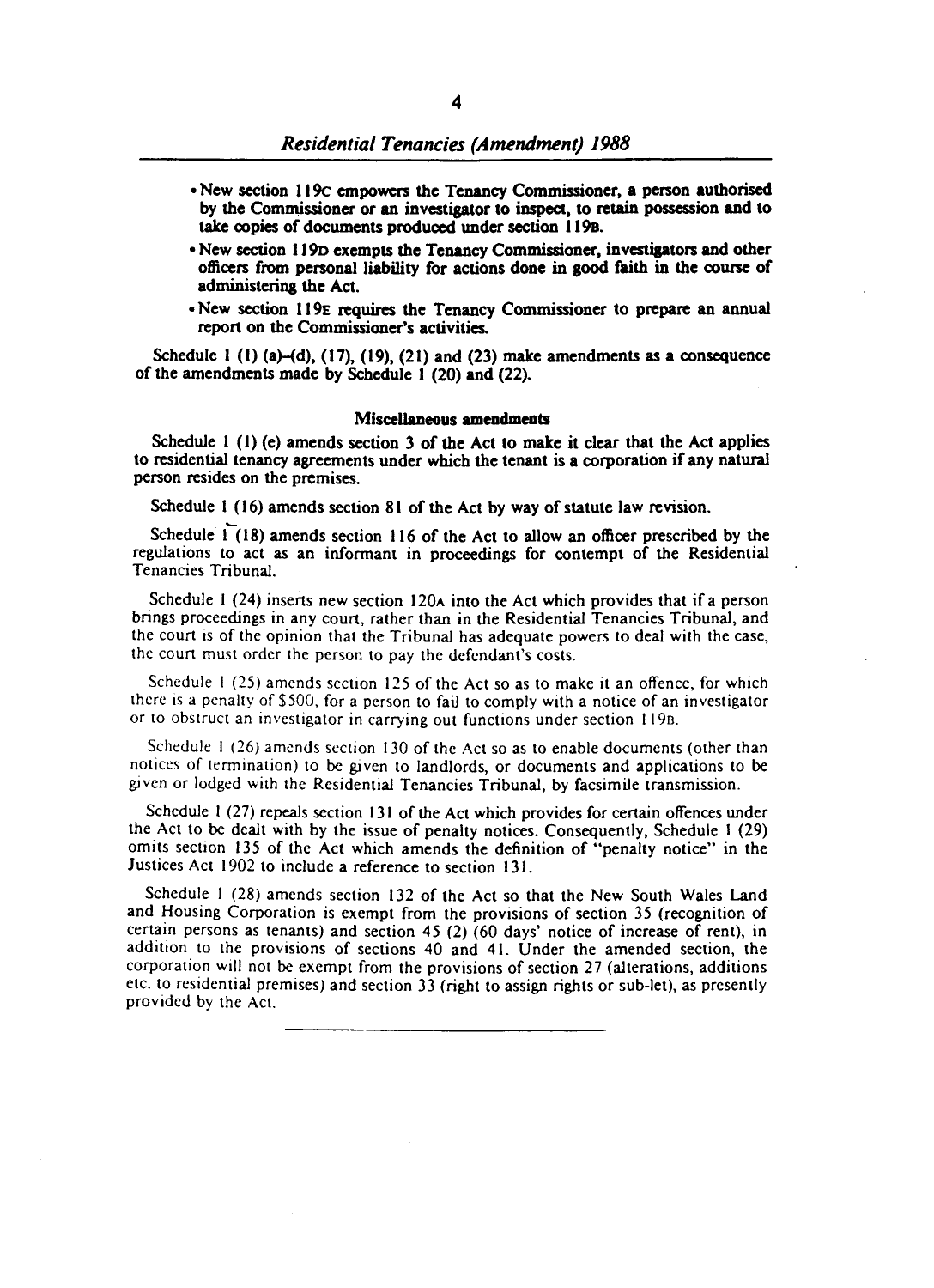- New section 119C empowers the Tenancy Commissioner, a person authorised by the Commissioner or an investigator to inspect, to retain possession and to take copies of documents produced under section 119B.
- New section 119D exempts the Tenancy Commissioner, investigators and other officers from personal liability for actions done in good faith in the course of administering the Act.
- New section 119E requires the Tenancy Commissioner to prepare an annual report on the Commissioner's activities.

Schedule 1 (1) (a)–(d), (17), (19), (21) and (23) make amendments as a consequence of the amendments made by Schedule 1 (20) and (22).

**Miscellaneous amendments**

Schedule 1 (1) (e) amends section 3 of the Act to make it clear that the Act applies to residential tenancy agreements under which the tenant is a corporation if any natural person resides on the premises.

Schedule 1 (16) amends section 81 of the Act by way of statute law revision.

Schedule 1 (18) amends section 116 of the Act to allow an officer prescribed by the regulations to act as an informant in proceedings for contempt of the Residential Tenancies Tribunal.

Schedule 1 (24) inserts new section 120A into the Act which provides that if a person brings proceedings in any court, rather than in the Residential Tenancies Tribunal, and the court is of the opinion that the Tribunal has adequate powers to deal with the case, the court must order the person to pay the defendant's costs.

Schedule 1 (25) amends section 125 of the Act so as to make it an offence, for which there is a penalty of $500, for a person to fail to comply with a notice of an investigator or to obstruct an investigator in carrying out functions under section 119B.

Schedule 1 (26) amends section 130 of the Act so as to enable documents (other than notices of termination) to be given to landlords, or documents and applications to be given or lodged with the Residential Tenancies Tribunal, by facsimile transmission.

Schedule 1 (27) repeals section 131 of the Act which provides for certain offences under the Act to be dealt with by the issue of penalty notices. Consequently, Schedule 1 (29) omits section 135 of the Act which amends the definition of "penalty notice" in the Justices Act 1902 to include a reference to section 131.

Schedule 1 (28) amends section 132 of the Act so that the New South Wales Land and Housing Corporation is exempt from the provisions of section 35 (recognition of certain persons as tenants) and section 45 (2) (60 days' notice of increase of rent), in addition to the provisions of sections 40 and 41. Under the amended section, the corporation will not be exempt from the provisions of section 27 (alterations, additions etc. to residential premises) and section 33 (right to assign rights or sub-let), as presently provided by the Act.